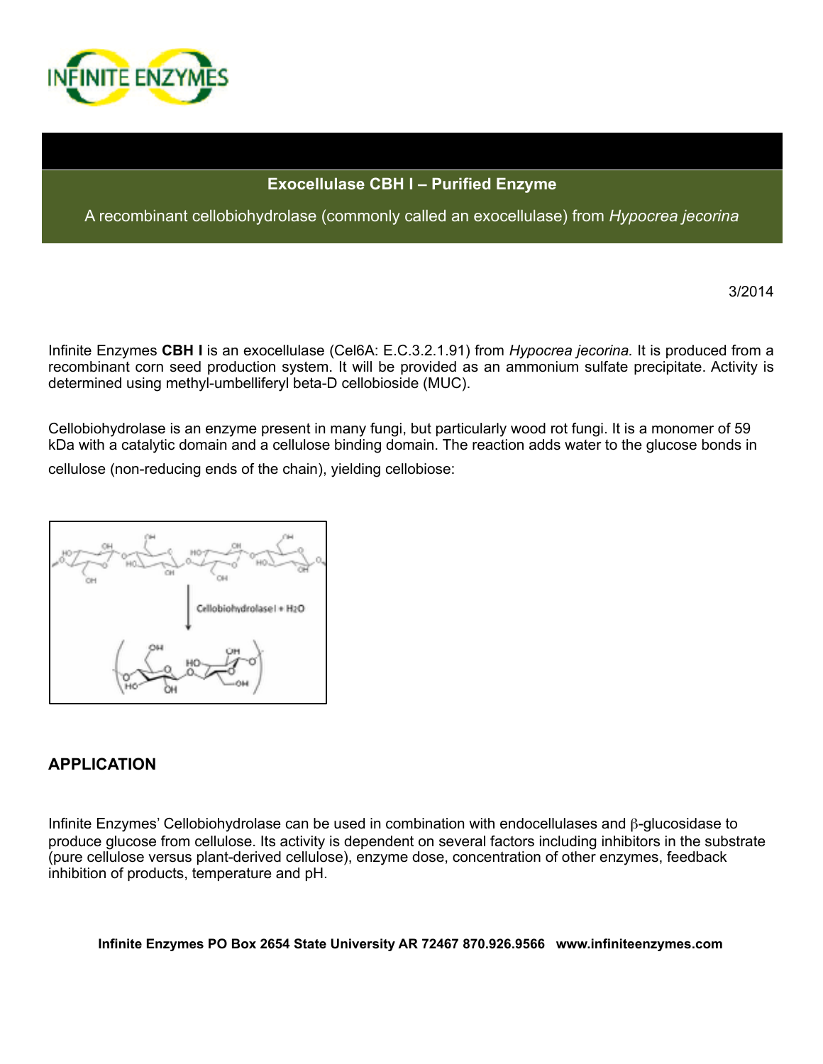# INFINITE ENZYMES

## Exocellulase CBH I – Purified Enzyme

A recombinant cellobiohydrolase (commonly called an exocellulase) from *Hypocrea jecorina*

3/2014

Infinite Enzymes **CBH I** is an exocellulase (Cel6A: E.C.3.2.1.91) from *Hypocrea jecorina.* It is produced from a recombinant corn seed production system. It will be provided as an ammonium sulfate precipitate. Activity is determined using methyl-umbelliferyl beta-D cellobioside (MUC).

Cellobiohydrolase is an enzyme present in many fungi, but particularly wood rot fungi. It is a monomer of 59 kDa with a catalytic domain and a cellulose binding domain. The reaction adds water to the glucose bonds in cellulose (non-reducing ends of the chain), yielding cellobiose:

Cellobiohydrolase I + $H_2O$

## APPLICATION

Infinite Enzymes' Cellobiohydrolase can be used in combination with endocellulases and β-glucosidase to produce glucose from cellulose. Its activity is dependent on several factors including inhibitors in the substrate (pure cellulose versus plant-derived cellulose), enzyme dose, concentration of other enzymes, feedback inhibition of products, temperature and pH.

**Infinite Enzymes PO Box 2654 State University AR 72467 870.926.9566 www.infiniteenzymes.com**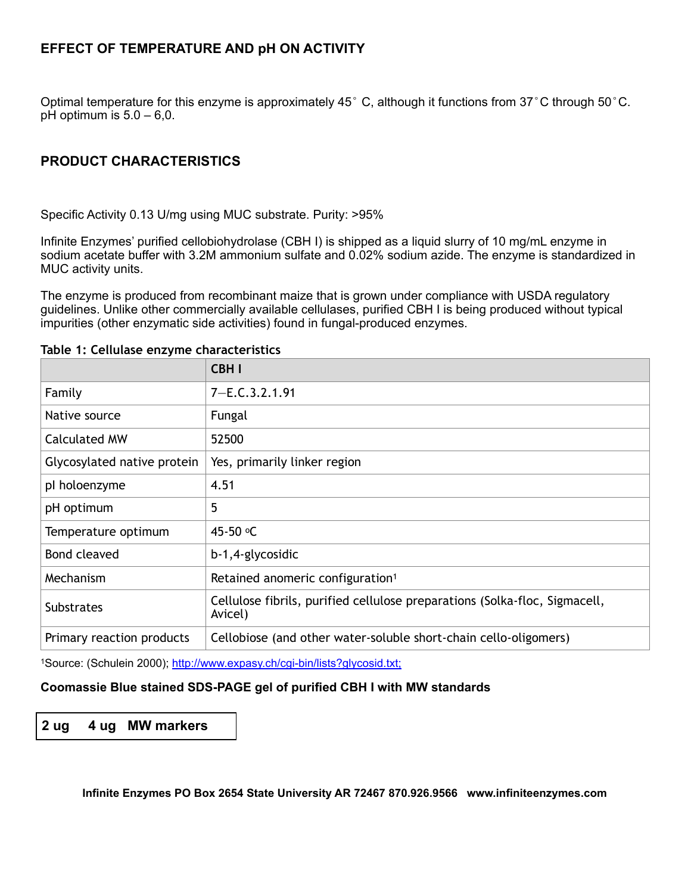## EFFECT OF TEMPERATURE AND pH ON ACTIVITY

Optimal temperature for this enzyme is approximately 45˚ C, although it functions from 37˚C through 50˚C. pH optimum is 5.0 – 6,0.

## PRODUCT CHARACTERISTICS

Specific Activity 0.13 U/mg using MUC substrate. Purity: >95%

Infinite Enzymes' purified cellobiohydrolase (CBH I) is shipped as a liquid slurry of 10 mg/mL enzyme in sodium acetate buffer with 3.2M ammonium sulfate and 0.02% sodium azide. The enzyme is standardized in MUC activity units.

The enzyme is produced from recombinant maize that is grown under compliance with USDA regulatory guidelines. Unlike other commercially available cellulases, purified CBH I is being produced without typical impurities (other enzymatic side activities) found in fungal-produced enzymes.

**Table 1: Cellulase enzyme characteristics**

| | CBH I |
|---|---|
| Family | 7—E.C.3.2.1.91 |
| Native source | Fungal |
| Calculated MW | 52500 |
| Glycosylated native protein | Yes, primarily linker region |
| pI holoenzyme | 4.51 |
| pH optimum | 5 |
| Temperature optimum | 45-50 °C |
| Bond cleaved | b-1,4-glycosidic |
| Mechanism | Retained anomeric configuration[1] |
| Substrates | Cellulose fibrils, purified cellulose preparations (Solka-floc, Sigmacell, Avicel) |
| Primary reaction products | Cellobiose (and other water-soluble short-chain cello-oligomers) |

[1]Source: (Schulein 2000); http://www.expasy.ch/cgi-bin/lists?glycosid.txt;

**Coomassie Blue stained SDS-PAGE gel of purified CBH I with MW standards**

**2 ug 4 ug MW markers**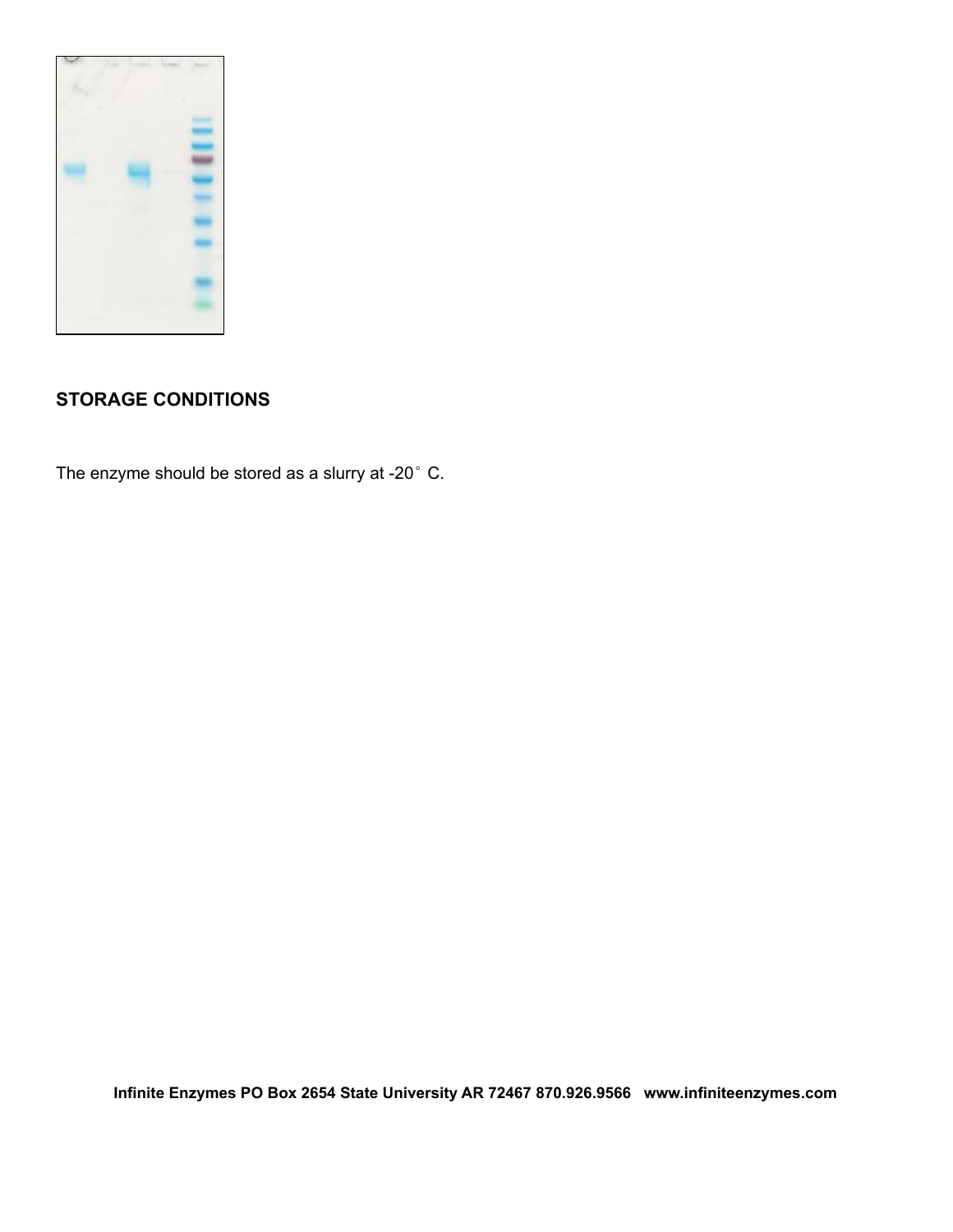## STORAGE CONDITIONS

The enzyme should be stored as a slurry at -20° C.